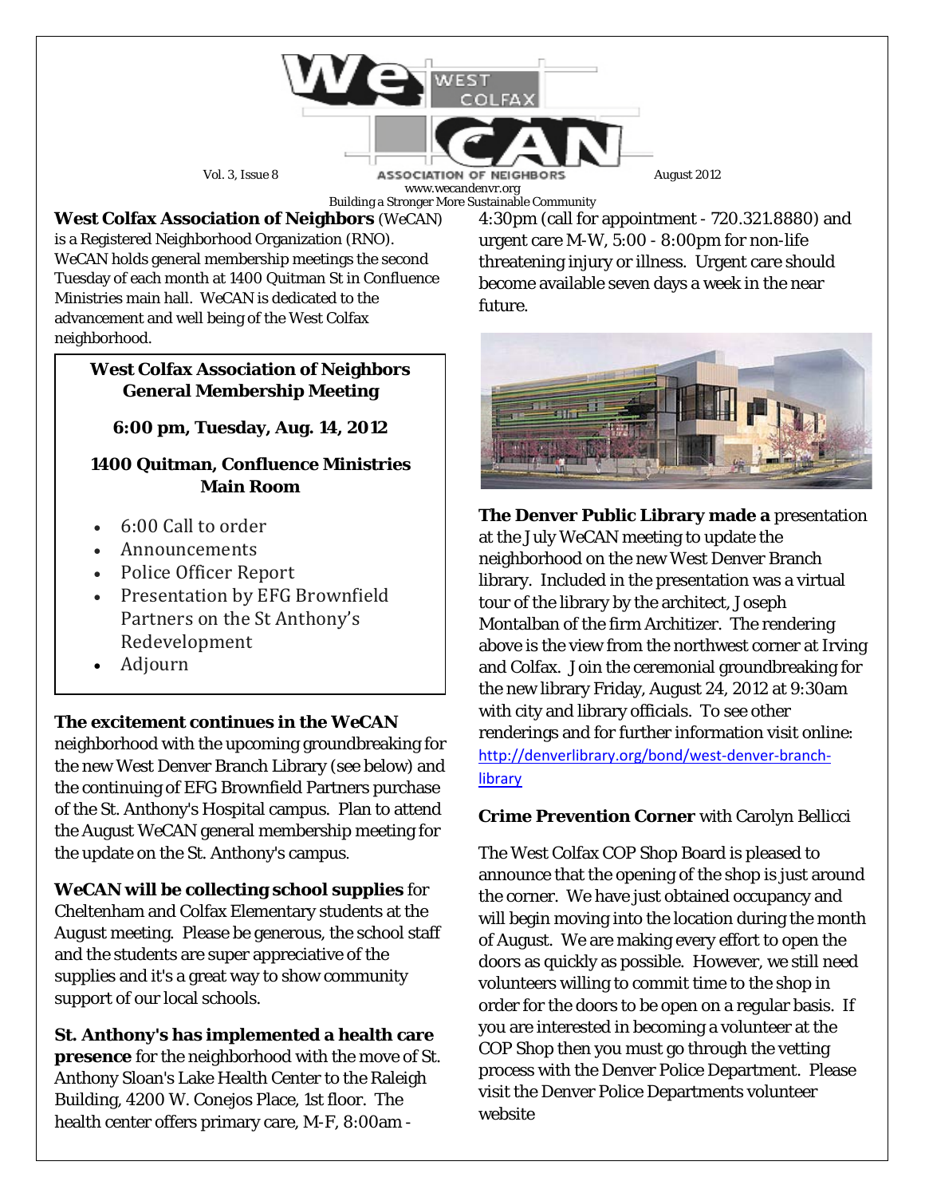# WeCAN West Colfax Association of Neighbors

Vol. 3, Issue 8 — August 2012

www.wecandenvr.org

Building a Stronger More Sustainable Community

**West Colfax Association of Neighbors** (WeCAN) is a Registered Neighborhood Organization (RNO). WeCAN holds general membership meetings the second Tuesday of each month at 1400 Quitman St in Confluence Ministries main hall. WeCAN is dedicated to the advancement and well being of the West Colfax neighborhood.

**West Colfax Association of Neighbors General Membership Meeting**

**6:00 pm, Tuesday, Aug. 14, 2012**

**1400 Quitman, Confluence Ministries Main Room**

- 6:00 Call to order
- Announcements
- Police Officer Report
- Presentation by EFG Brownfield Partners on the St Anthony's Redevelopment
- Adjourn

**The excitement continues in the WeCAN** neighborhood with the upcoming groundbreaking for the new West Denver Branch Library (see below) and the continuing of EFG Brownfield Partners purchase of the St. Anthony's Hospital campus. Plan to attend the August WeCAN general membership meeting for the update on the St. Anthony's campus.

**WeCAN will be collecting school supplies** for Cheltenham and Colfax Elementary students at the August meeting. Please be generous, the school staff and the students are super appreciative of the supplies and it's a great way to show community support of our local schools.

**St. Anthony's has implemented a health care presence** for the neighborhood with the move of St. Anthony Sloan's Lake Health Center to the Raleigh Building, 4200 W. Conejos Place, 1st floor. The health center offers primary care, M-F, 8:00am - 4:30pm (call for appointment - 720.321.8880) and urgent care M-W, 5:00 - 8:00pm for non-life threatening injury or illness. Urgent care should become available seven days a week in the near future.

**The Denver Public Library made a** presentation at the July WeCAN meeting to update the neighborhood on the new West Denver Branch library. Included in the presentation was a virtual tour of the library by the architect, Joseph Montalban of the firm Architizer. The rendering above is the view from the northwest corner at Irving and Colfax. Join the ceremonial groundbreaking for the new library Friday, August 24, 2012 at 9:30am with city and library officials. To see other renderings and for further information visit online: http://denverlibrary.org/bond/west-denver-branch-library

**Crime Prevention Corner** with Carolyn Bellicci

The West Colfax COP Shop Board is pleased to announce that the opening of the shop is just around the corner. We have just obtained occupancy and will begin moving into the location during the month of August. We are making every effort to open the doors as quickly as possible. However, we still need volunteers willing to commit time to the shop in order for the doors to be open on a regular basis. If you are interested in becoming a volunteer at the COP Shop then you must go through the vetting process with the Denver Police Department. Please visit the Denver Police Departments volunteer website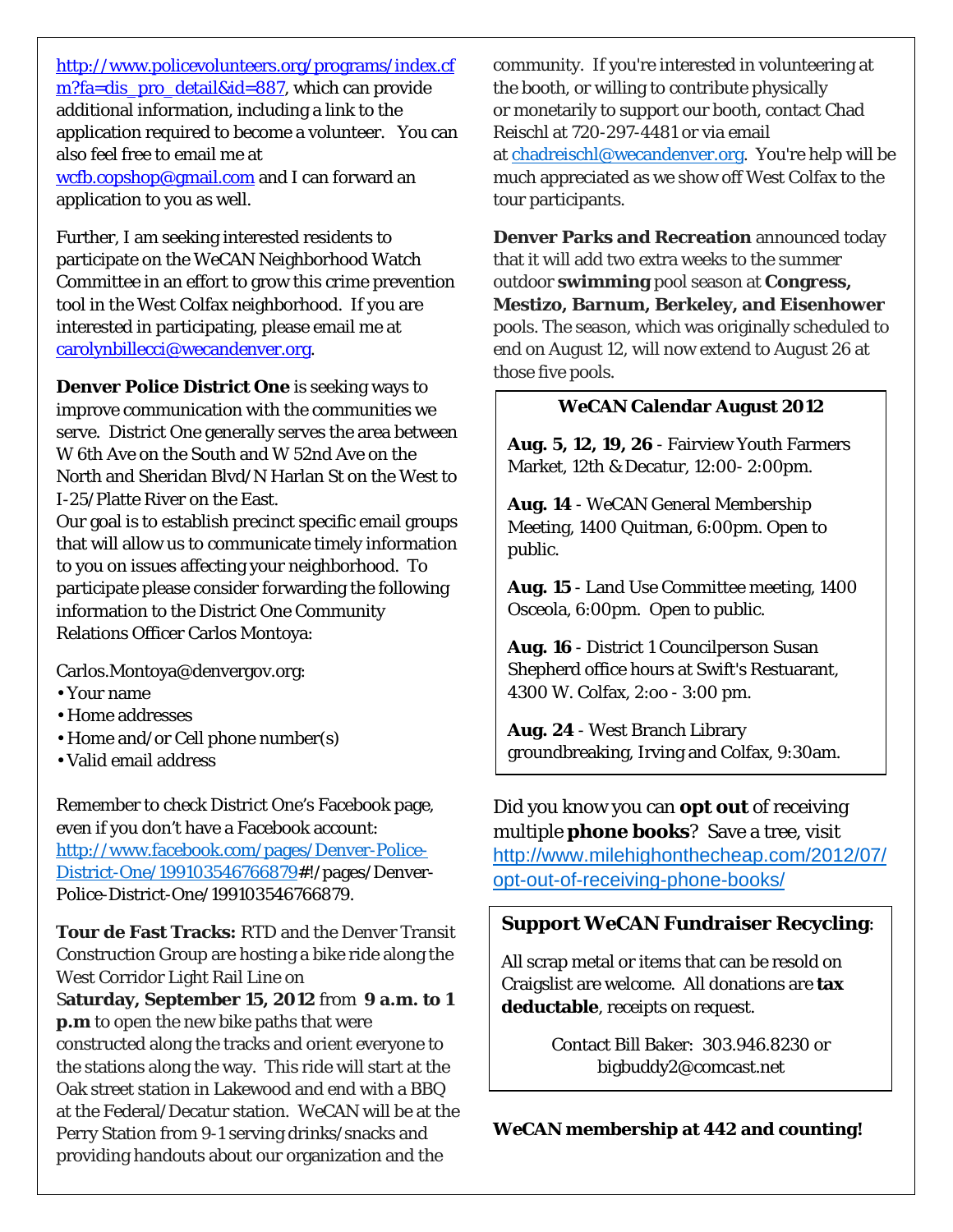http://www.policevolunteers.org/programs/index.cfm?fa=dis_pro_detail&id=887, which can provide additional information, including a link to the application required to become a volunteer. You can also feel free to email me at wcfb.copshop@gmail.com and I can forward an application to you as well.

Further, I am seeking interested residents to participate on the WeCAN Neighborhood Watch Committee in an effort to grow this crime prevention tool in the West Colfax neighborhood. If you are interested in participating, please email me at carolynbillecci@wecandenver.org.

**Denver Police District One** is seeking ways to improve communication with the communities we serve. District One generally serves the area between W 6th Ave on the South and W 52nd Ave on the North and Sheridan Blvd/N Harlan St on the West to I-25/Platte River on the East.
Our goal is to establish precinct specific email groups that will allow us to communicate timely information to you on issues affecting your neighborhood. To participate please consider forwarding the following information to the District One Community Relations Officer Carlos Montoya:

Carlos.Montoya@denvergov.org:
- Your name
- Home addresses
- Home and/or Cell phone number(s)
- Valid email address

Remember to check District One's Facebook page, even if you don't have a Facebook account: http://www.facebook.com/pages/Denver-Police-District-One/199103546766879#!/pages/Denver-Police-District-One/199103546766879.

**Tour de Fast Tracks:** RTD and the Denver Transit Construction Group are hosting a bike ride along the West Corridor Light Rail Line on S**aturday, September 15, 2012** from **9 a.m. to 1 p.m** to open the new bike paths that were constructed along the tracks and orient everyone to the stations along the way. This ride will start at the Oak street station in Lakewood and end with a BBQ at the Federal/Decatur station. WeCAN will be at the Perry Station from 9-1 serving drinks/snacks and providing handouts about our organization and the community. If you're interested in volunteering at the booth, or willing to contribute physically or monetarily to support our booth, contact Chad Reischl at 720-297-4481 or via email at chadreischl@wecandenver.org. You're help will be much appreciated as we show off West Colfax to the tour participants.

**Denver Parks and Recreation** announced today that it will add two extra weeks to the summer outdoor **swimming** pool season at **Congress, Mestizo, Barnum, Berkeley, and Eisenhower** pools. The season, which was originally scheduled to end on August 12, will now extend to August 26 at those five pools.

**WeCAN Calendar August 2012**

**Aug. 5, 12, 19, 26** - Fairview Youth Farmers Market, 12th & Decatur, 12:00- 2:00pm.

**Aug. 14** - WeCAN General Membership Meeting, 1400 Quitman, 6:00pm. Open to public.

**Aug. 15** - Land Use Committee meeting, 1400 Osceola, 6:00pm. Open to public.

**Aug. 16** - District 1 Councilperson Susan Shepherd office hours at Swift's Restuarant, 4300 W. Colfax, 2:oo - 3:00 pm.

**Aug. 24** - West Branch Library groundbreaking, Irving and Colfax, 9:30am.

Did you know you can **opt out** of receiving multiple **phone books**? Save a tree, visit http://www.milehighonthecheap.com/2012/07/opt-out-of-receiving-phone-books/

**Support WeCAN Fundraiser Recycling**:

All scrap metal or items that can be resold on Craigslist are welcome. All donations are **tax deductable**, receipts on request.

Contact Bill Baker: 303.946.8230 or bigbuddy2@comcast.net

**WeCAN membership at 442 and counting!**